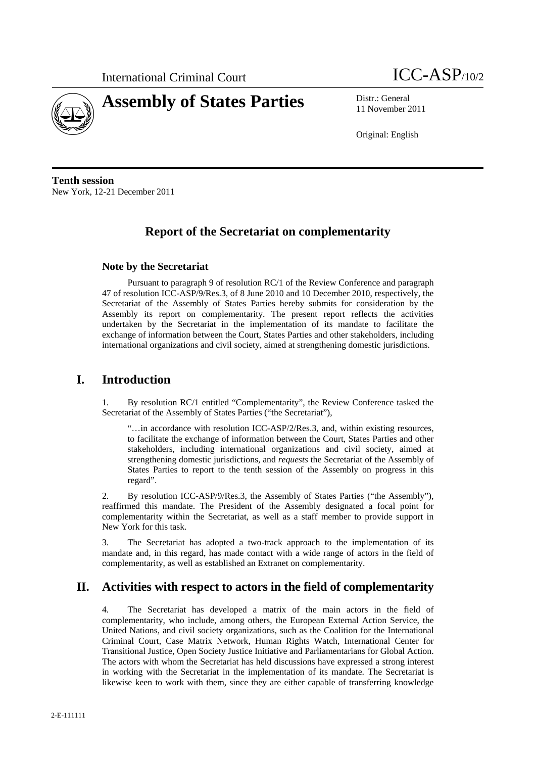International Criminal Court

ICC-ASP/10/2

# Assembly of States Parties

Distr.: General
11 November 2011

Original: English

**Tenth session**
New York, 12-21 December 2011

## Report of the Secretariat on complementarity

### Note by the Secretariat

Pursuant to paragraph 9 of resolution RC/1 of the Review Conference and paragraph 47 of resolution ICC-ASP/9/Res.3, of 8 June 2010 and 10 December 2010, respectively, the Secretariat of the Assembly of States Parties hereby submits for consideration by the Assembly its report on complementarity. The present report reflects the activities undertaken by the Secretariat in the implementation of its mandate to facilitate the exchange of information between the Court, States Parties and other stakeholders, including international organizations and civil society, aimed at strengthening domestic jurisdictions.

## I. Introduction

1. By resolution RC/1 entitled "Complementarity", the Review Conference tasked the Secretariat of the Assembly of States Parties ("the Secretariat"),

> "…in accordance with resolution ICC-ASP/2/Res.3, and, within existing resources, to facilitate the exchange of information between the Court, States Parties and other stakeholders, including international organizations and civil society, aimed at strengthening domestic jurisdictions, and *requests* the Secretariat of the Assembly of States Parties to report to the tenth session of the Assembly on progress in this regard".

2. By resolution ICC-ASP/9/Res.3, the Assembly of States Parties ("the Assembly"), reaffirmed this mandate. The President of the Assembly designated a focal point for complementarity within the Secretariat, as well as a staff member to provide support in New York for this task.

3. The Secretariat has adopted a two-track approach to the implementation of its mandate and, in this regard, has made contact with a wide range of actors in the field of complementarity, as well as established an Extranet on complementarity.

## II. Activities with respect to actors in the field of complementarity

4. The Secretariat has developed a matrix of the main actors in the field of complementarity, who include, among others, the European External Action Service, the United Nations, and civil society organizations, such as the Coalition for the International Criminal Court, Case Matrix Network, Human Rights Watch, International Center for Transitional Justice, Open Society Justice Initiative and Parliamentarians for Global Action. The actors with whom the Secretariat has held discussions have expressed a strong interest in working with the Secretariat in the implementation of its mandate. The Secretariat is likewise keen to work with them, since they are either capable of transferring knowledge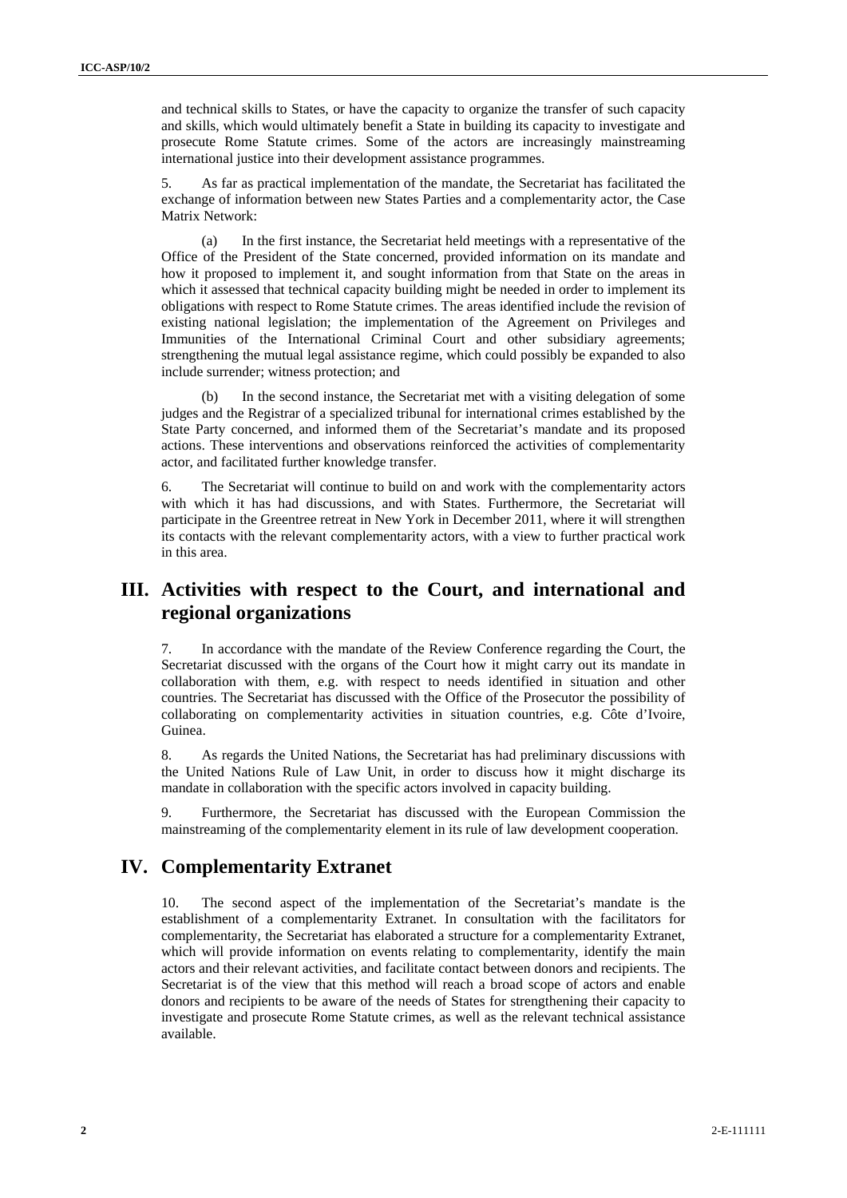and technical skills to States, or have the capacity to organize the transfer of such capacity and skills, which would ultimately benefit a State in building its capacity to investigate and prosecute Rome Statute crimes. Some of the actors are increasingly mainstreaming international justice into their development assistance programmes.

5. As far as practical implementation of the mandate, the Secretariat has facilitated the exchange of information between new States Parties and a complementarity actor, the Case Matrix Network:

(a) In the first instance, the Secretariat held meetings with a representative of the Office of the President of the State concerned, provided information on its mandate and how it proposed to implement it, and sought information from that State on the areas in which it assessed that technical capacity building might be needed in order to implement its obligations with respect to Rome Statute crimes. The areas identified include the revision of existing national legislation; the implementation of the Agreement on Privileges and Immunities of the International Criminal Court and other subsidiary agreements; strengthening the mutual legal assistance regime, which could possibly be expanded to also include surrender; witness protection; and

(b) In the second instance, the Secretariat met with a visiting delegation of some judges and the Registrar of a specialized tribunal for international crimes established by the State Party concerned, and informed them of the Secretariat's mandate and its proposed actions. These interventions and observations reinforced the activities of complementarity actor, and facilitated further knowledge transfer.

6. The Secretariat will continue to build on and work with the complementarity actors with which it has had discussions, and with States. Furthermore, the Secretariat will participate in the Greentree retreat in New York in December 2011, where it will strengthen its contacts with the relevant complementarity actors, with a view to further practical work in this area.

## III. Activities with respect to the Court, and international and regional organizations

7. In accordance with the mandate of the Review Conference regarding the Court, the Secretariat discussed with the organs of the Court how it might carry out its mandate in collaboration with them, e.g. with respect to needs identified in situation and other countries. The Secretariat has discussed with the Office of the Prosecutor the possibility of collaborating on complementarity activities in situation countries, e.g. Côte d'Ivoire, Guinea.

8. As regards the United Nations, the Secretariat has had preliminary discussions with the United Nations Rule of Law Unit, in order to discuss how it might discharge its mandate in collaboration with the specific actors involved in capacity building.

9. Furthermore, the Secretariat has discussed with the European Commission the mainstreaming of the complementarity element in its rule of law development cooperation.

## IV. Complementarity Extranet

10. The second aspect of the implementation of the Secretariat's mandate is the establishment of a complementarity Extranet. In consultation with the facilitators for complementarity, the Secretariat has elaborated a structure for a complementarity Extranet, which will provide information on events relating to complementarity, identify the main actors and their relevant activities, and facilitate contact between donors and recipients. The Secretariat is of the view that this method will reach a broad scope of actors and enable donors and recipients to be aware of the needs of States for strengthening their capacity to investigate and prosecute Rome Statute crimes, as well as the relevant technical assistance available.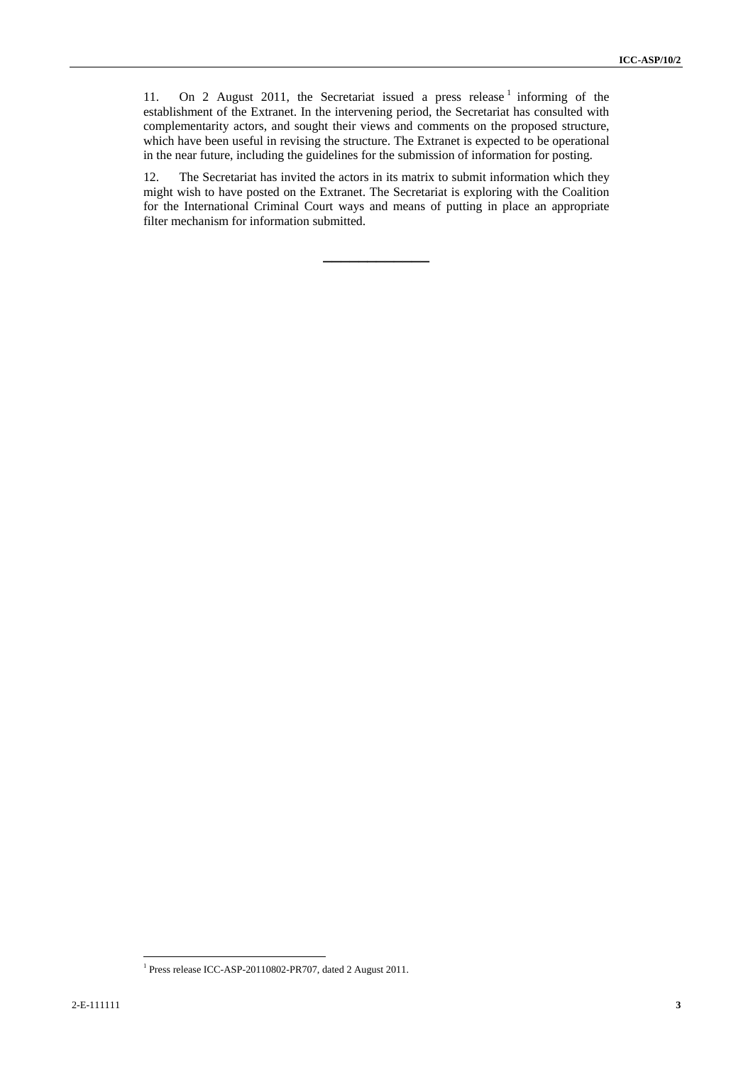11. On 2 August 2011, the Secretariat issued a press release[1] informing of the establishment of the Extranet. In the intervening period, the Secretariat has consulted with complementarity actors, and sought their views and comments on the proposed structure, which have been useful in revising the structure. The Extranet is expected to be operational in the near future, including the guidelines for the submission of information for posting.

12. The Secretariat has invited the actors in its matrix to submit information which they might wish to have posted on the Extranet. The Secretariat is exploring with the Coalition for the International Criminal Court ways and means of putting in place an appropriate filter mechanism for information submitted.

---

[1] Press release ICC-ASP-20110802-PR707, dated 2 August 2011.